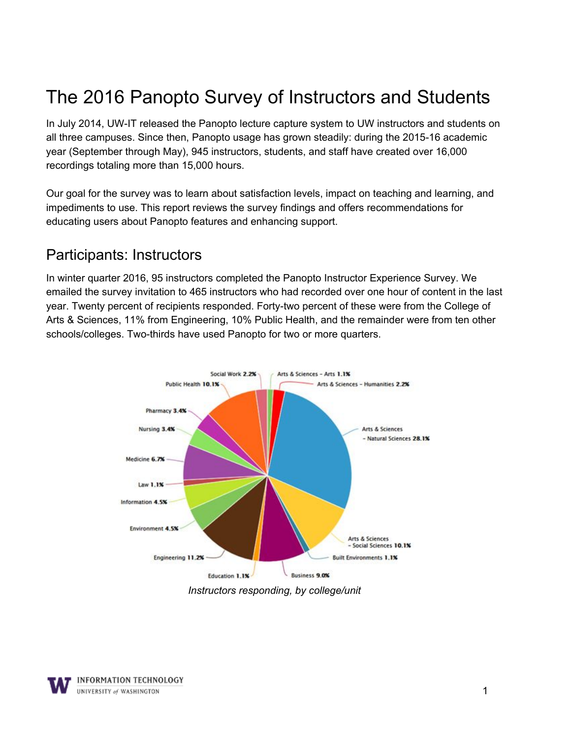# The 2016 Panopto Survey of Instructors and Students

In July 2014, UW-IT released the Panopto lecture capture system to UW instructors and students on all three campuses. Since then, Panopto usage has grown steadily: during the 2015-16 academic year (September through May), 945 instructors, students, and staff have created over 16,000 recordings totaling more than 15,000 hours.

Our goal for the survey was to learn about satisfaction levels, impact on teaching and learning, and impediments to use. This report reviews the survey findings and offers recommendations for educating users about Panopto features and enhancing support.

## Participants: Instructors

In winter quarter 2016, 95 instructors completed the Panopto Instructor Experience Survey. We emailed the survey invitation to 465 instructors who had recorded over one hour of content in the last year. Twenty percent of recipients responded. Forty-two percent of these were from the College of Arts & Sciences, 11% from Engineering, 10% Public Health, and the remainder were from ten other schools/colleges. Two-thirds have used Panopto for two or more quarters.

Social Work 2.2%
Arts & Sciences - Arts 1.1%
Arts & Sciences - Humanities 2.2%
Public Health 10.1%
Pharmacy 3.4%
Arts & Sciences - Natural Sciences 28.1%
Nursing 3.4%
Medicine 6.7%
Law 1.1%
Information 4.5%
Environment 4.5%
Arts & Sciences - Social Sciences 10.1%
Built Environments 1.1%
Engineering 11.2%
Education 1.1%
Business 9.0%

*Instructors responding, by college/unit*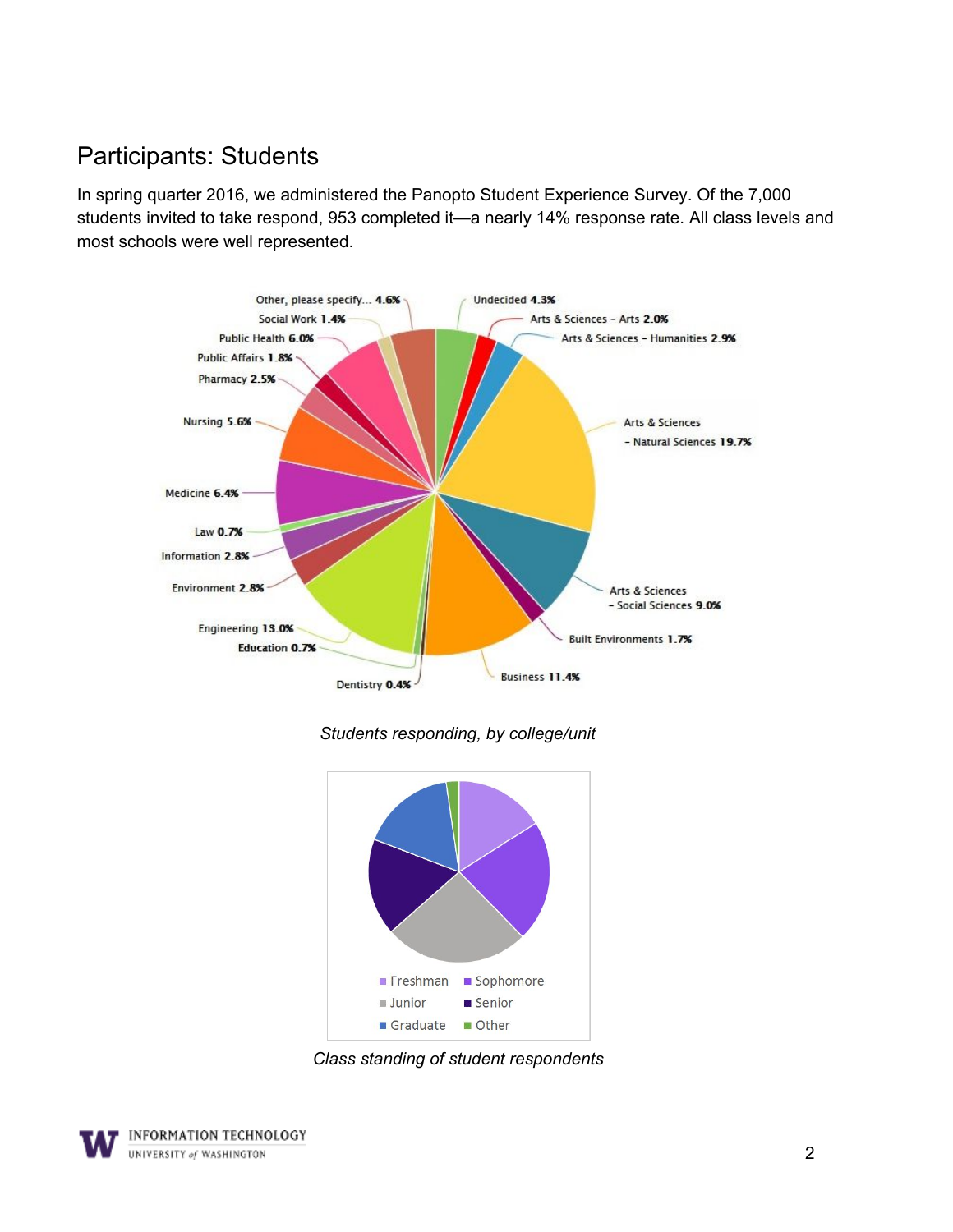# Participants: Students

In spring quarter 2016, we administered the Panopto Student Experience Survey. Of the 7,000 students invited to take respond, 953 completed it—a nearly 14% response rate. All class levels and most schools were well represented.

*Students responding, by college/unit*

*Class standing of student respondents*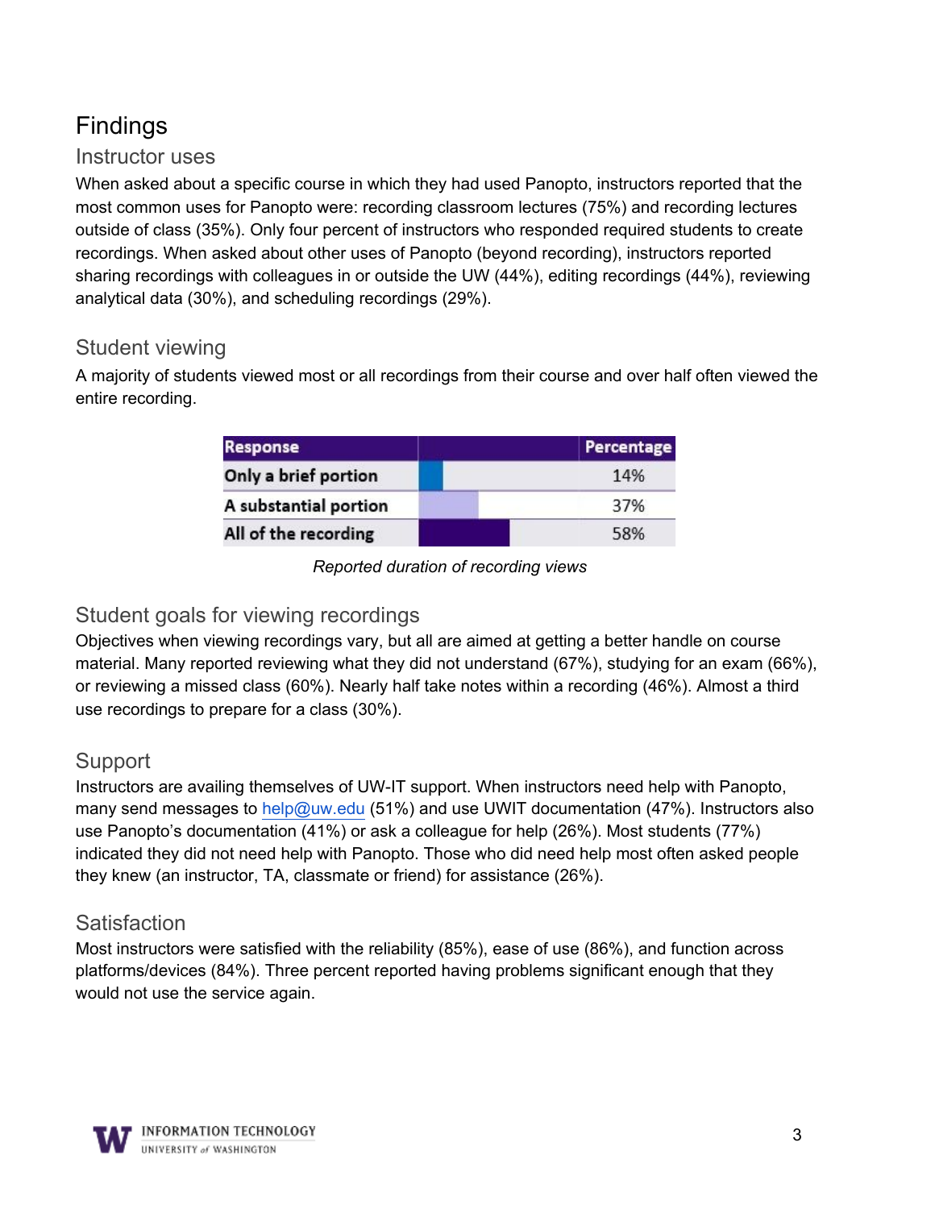# Findings

## Instructor uses

When asked about a specific course in which they had used Panopto, instructors reported that the most common uses for Panopto were: recording classroom lectures (75%) and recording lectures outside of class (35%). Only four percent of instructors who responded required students to create recordings. When asked about other uses of Panopto (beyond recording), instructors reported sharing recordings with colleagues in or outside the UW (44%), editing recordings (44%), reviewing analytical data (30%), and scheduling recordings (29%).

## Student viewing

A majority of students viewed most or all recordings from their course and over half often viewed the entire recording.

| Response | | Percentage |
|---|---|---|
| Only a brief portion | | 14% |
| A substantial portion | | 37% |
| All of the recording | | 58% |

*Reported duration of recording views*

## Student goals for viewing recordings

Objectives when viewing recordings vary, but all are aimed at getting a better handle on course material. Many reported reviewing what they did not understand (67%), studying for an exam (66%), or reviewing a missed class (60%). Nearly half take notes within a recording (46%). Almost a third use recordings to prepare for a class (30%).

## Support

Instructors are availing themselves of UW-IT support. When instructors need help with Panopto, many send messages to help@uw.edu (51%) and use UWIT documentation (47%). Instructors also use Panopto's documentation (41%) or ask a colleague for help (26%). Most students (77%) indicated they did not need help with Panopto. Those who did need help most often asked people they knew (an instructor, TA, classmate or friend) for assistance (26%).

## Satisfaction

Most instructors were satisfied with the reliability (85%), ease of use (86%), and function across platforms/devices (84%). Three percent reported having problems significant enough that they would not use the service again.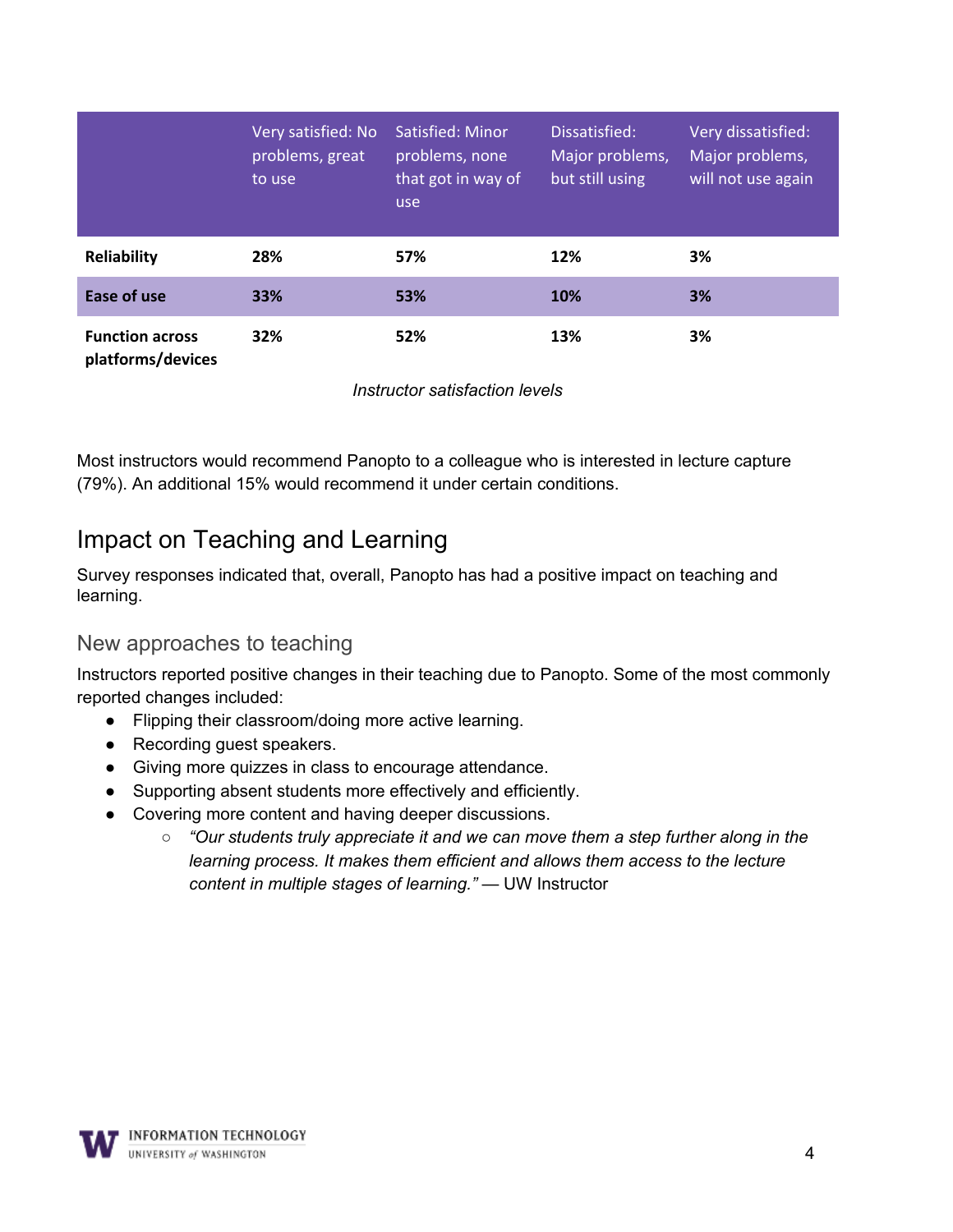| | Very satisfied: No problems, great to use | Satisfied: Minor problems, none that got in way of use | Dissatisfied: Major problems, but still using | Very dissatisfied: Major problems, will not use again |
|---|---|---|---|---|
| **Reliability** | **28%** | **57%** | **12%** | **3%** |
| **Ease of use** | **33%** | **53%** | **10%** | **3%** |
| **Function across platforms/devices** | **32%** | **52%** | **13%** | **3%** |

*Instructor satisfaction levels*

Most instructors would recommend Panopto to a colleague who is interested in lecture capture (79%). An additional 15% would recommend it under certain conditions.

## Impact on Teaching and Learning

Survey responses indicated that, overall, Panopto has had a positive impact on teaching and learning.

### New approaches to teaching

Instructors reported positive changes in their teaching due to Panopto. Some of the most commonly reported changes included:

- Flipping their classroom/doing more active learning.
- Recording guest speakers.
- Giving more quizzes in class to encourage attendance.
- Supporting absent students more effectively and efficiently.
- Covering more content and having deeper discussions.
    - *"Our students truly appreciate it and we can move them a step further along in the learning process. It makes them efficient and allows them access to the lecture content in multiple stages of learning."* — UW Instructor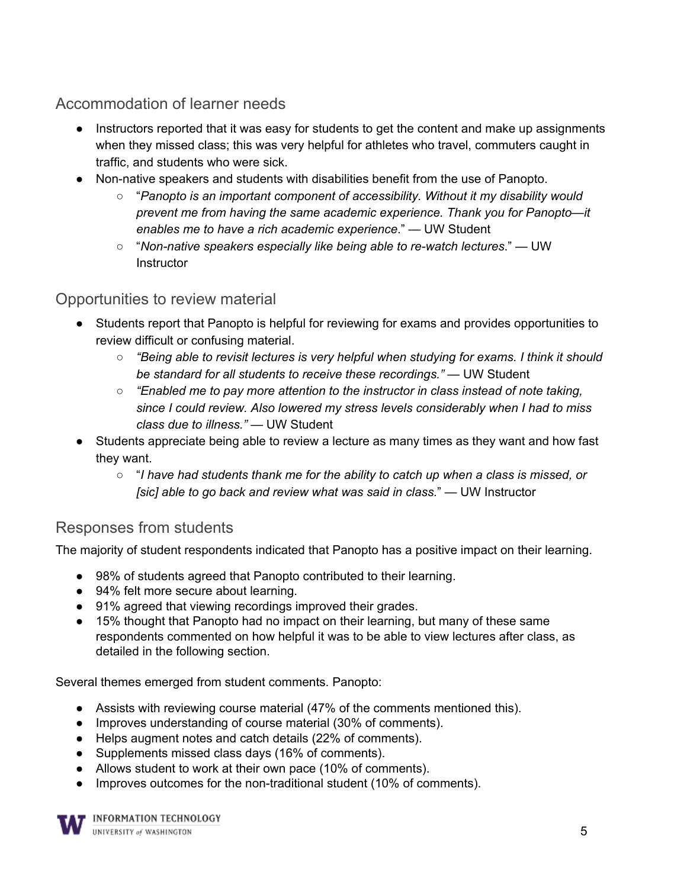## Accommodation of learner needs

- Instructors reported that it was easy for students to get the content and make up assignments when they missed class; this was very helpful for athletes who travel, commuters caught in traffic, and students who were sick.
- Non-native speakers and students with disabilities benefit from the use of Panopto.
  - "*Panopto is an important component of accessibility. Without it my disability would prevent me from having the same academic experience. Thank you for Panopto—it enables me to have a rich academic experience*." — UW Student
  - "*Non-native speakers especially like being able to re-watch lectures*." — UW Instructor

## Opportunities to review material

- Students report that Panopto is helpful for reviewing for exams and provides opportunities to review difficult or confusing material.
  - *"Being able to revisit lectures is very helpful when studying for exams. I think it should be standard for all students to receive these recordings."* — UW Student
  - *"Enabled me to pay more attention to the instructor in class instead of note taking, since I could review. Also lowered my stress levels considerably when I had to miss class due to illness."* — UW Student
- Students appreciate being able to review a lecture as many times as they want and how fast they want.
  - "*I have had students thank me for the ability to catch up when a class is missed, or [sic] able to go back and review what was said in class.*" — UW Instructor

## Responses from students

The majority of student respondents indicated that Panopto has a positive impact on their learning.

- 98% of students agreed that Panopto contributed to their learning.
- 94% felt more secure about learning.
- 91% agreed that viewing recordings improved their grades.
- 15% thought that Panopto had no impact on their learning, but many of these same respondents commented on how helpful it was to be able to view lectures after class, as detailed in the following section.

Several themes emerged from student comments. Panopto:

- Assists with reviewing course material (47% of the comments mentioned this).
- Improves understanding of course material (30% of comments).
- Helps augment notes and catch details (22% of comments).
- Supplements missed class days (16% of comments).
- Allows student to work at their own pace (10% of comments).
- Improves outcomes for the non-traditional student (10% of comments).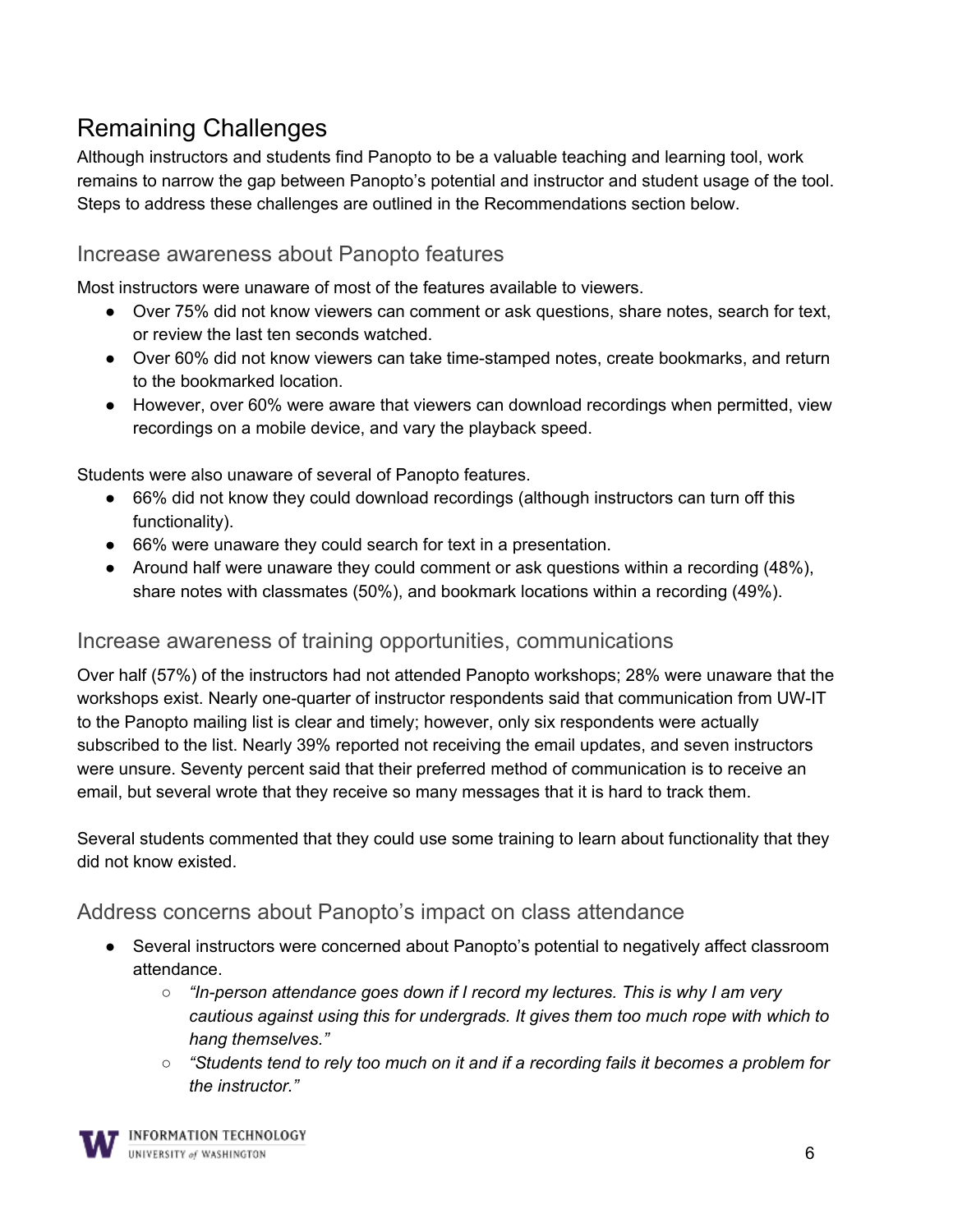## Remaining Challenges

Although instructors and students find Panopto to be a valuable teaching and learning tool, work remains to narrow the gap between Panopto's potential and instructor and student usage of the tool. Steps to address these challenges are outlined in the Recommendations section below.

### Increase awareness about Panopto features

Most instructors were unaware of most of the features available to viewers.

- Over 75% did not know viewers can comment or ask questions, share notes, search for text, or review the last ten seconds watched.
- Over 60% did not know viewers can take time-stamped notes, create bookmarks, and return to the bookmarked location.
- However, over 60% were aware that viewers can download recordings when permitted, view recordings on a mobile device, and vary the playback speed.

Students were also unaware of several of Panopto features.

- 66% did not know they could download recordings (although instructors can turn off this functionality).
- 66% were unaware they could search for text in a presentation.
- Around half were unaware they could comment or ask questions within a recording (48%), share notes with classmates (50%), and bookmark locations within a recording (49%).

### Increase awareness of training opportunities, communications

Over half (57%) of the instructors had not attended Panopto workshops; 28% were unaware that the workshops exist. Nearly one-quarter of instructor respondents said that communication from UW-IT to the Panopto mailing list is clear and timely; however, only six respondents were actually subscribed to the list. Nearly 39% reported not receiving the email updates, and seven instructors were unsure. Seventy percent said that their preferred method of communication is to receive an email, but several wrote that they receive so many messages that it is hard to track them.

Several students commented that they could use some training to learn about functionality that they did not know existed.

### Address concerns about Panopto's impact on class attendance

- Several instructors were concerned about Panopto's potential to negatively affect classroom attendance.
  - *"In-person attendance goes down if I record my lectures. This is why I am very cautious against using this for undergrads. It gives them too much rope with which to hang themselves."*
  - *"Students tend to rely too much on it and if a recording fails it becomes a problem for the instructor."*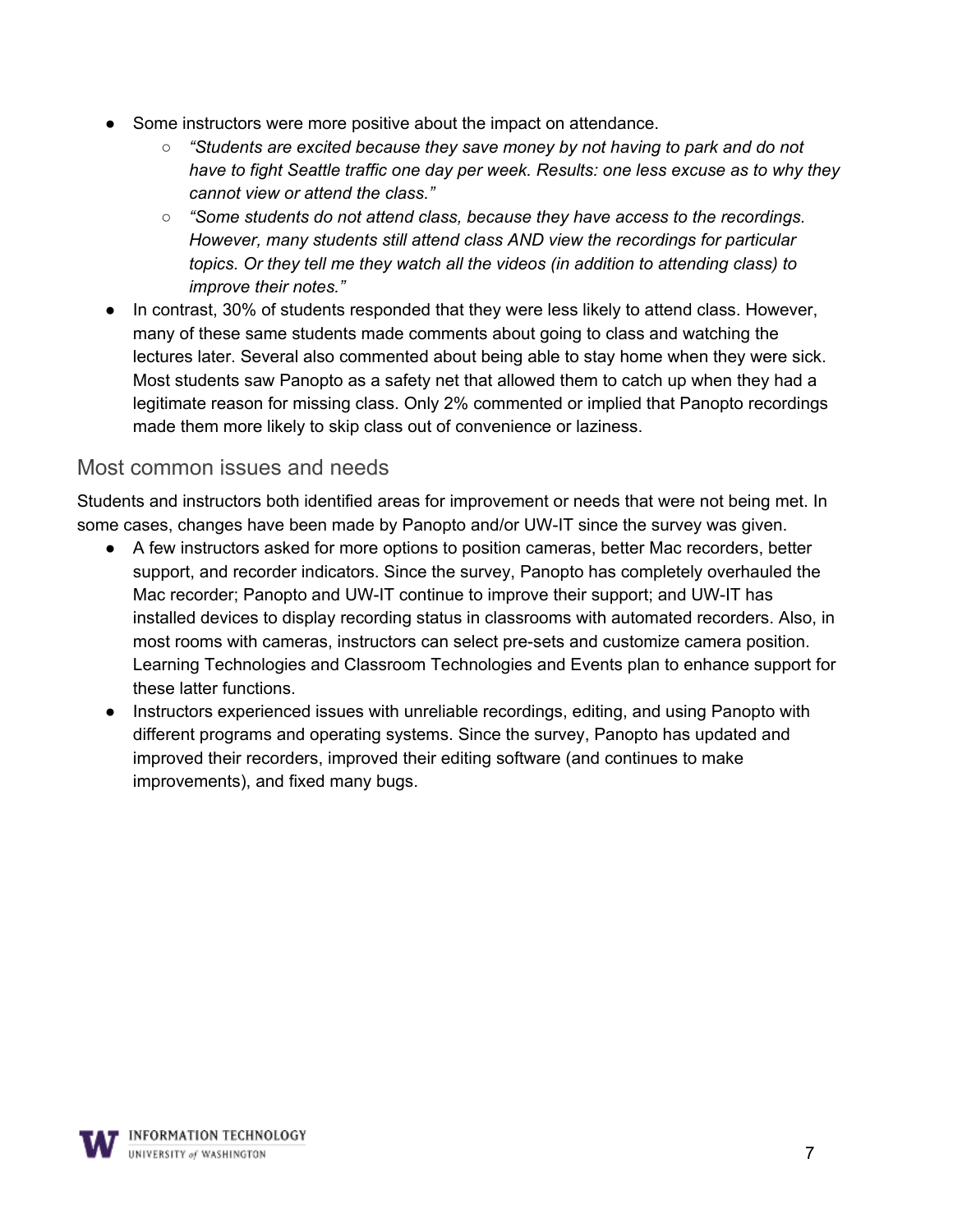- Some instructors were more positive about the impact on attendance.
    - *"Students are excited because they save money by not having to park and do not have to fight Seattle traffic one day per week. Results: one less excuse as to why they cannot view or attend the class."*
    - *"Some students do not attend class, because they have access to the recordings. However, many students still attend class AND view the recordings for particular topics. Or they tell me they watch all the videos (in addition to attending class) to improve their notes."*
- In contrast, 30% of students responded that they were less likely to attend class. However, many of these same students made comments about going to class and watching the lectures later. Several also commented about being able to stay home when they were sick. Most students saw Panopto as a safety net that allowed them to catch up when they had a legitimate reason for missing class. Only 2% commented or implied that Panopto recordings made them more likely to skip class out of convenience or laziness.

## Most common issues and needs

Students and instructors both identified areas for improvement or needs that were not being met. In some cases, changes have been made by Panopto and/or UW-IT since the survey was given.

- A few instructors asked for more options to position cameras, better Mac recorders, better support, and recorder indicators. Since the survey, Panopto has completely overhauled the Mac recorder; Panopto and UW-IT continue to improve their support; and UW-IT has installed devices to display recording status in classrooms with automated recorders. Also, in most rooms with cameras, instructors can select pre-sets and customize camera position. Learning Technologies and Classroom Technologies and Events plan to enhance support for these latter functions.
- Instructors experienced issues with unreliable recordings, editing, and using Panopto with different programs and operating systems. Since the survey, Panopto has updated and improved their recorders, improved their editing software (and continues to make improvements), and fixed many bugs.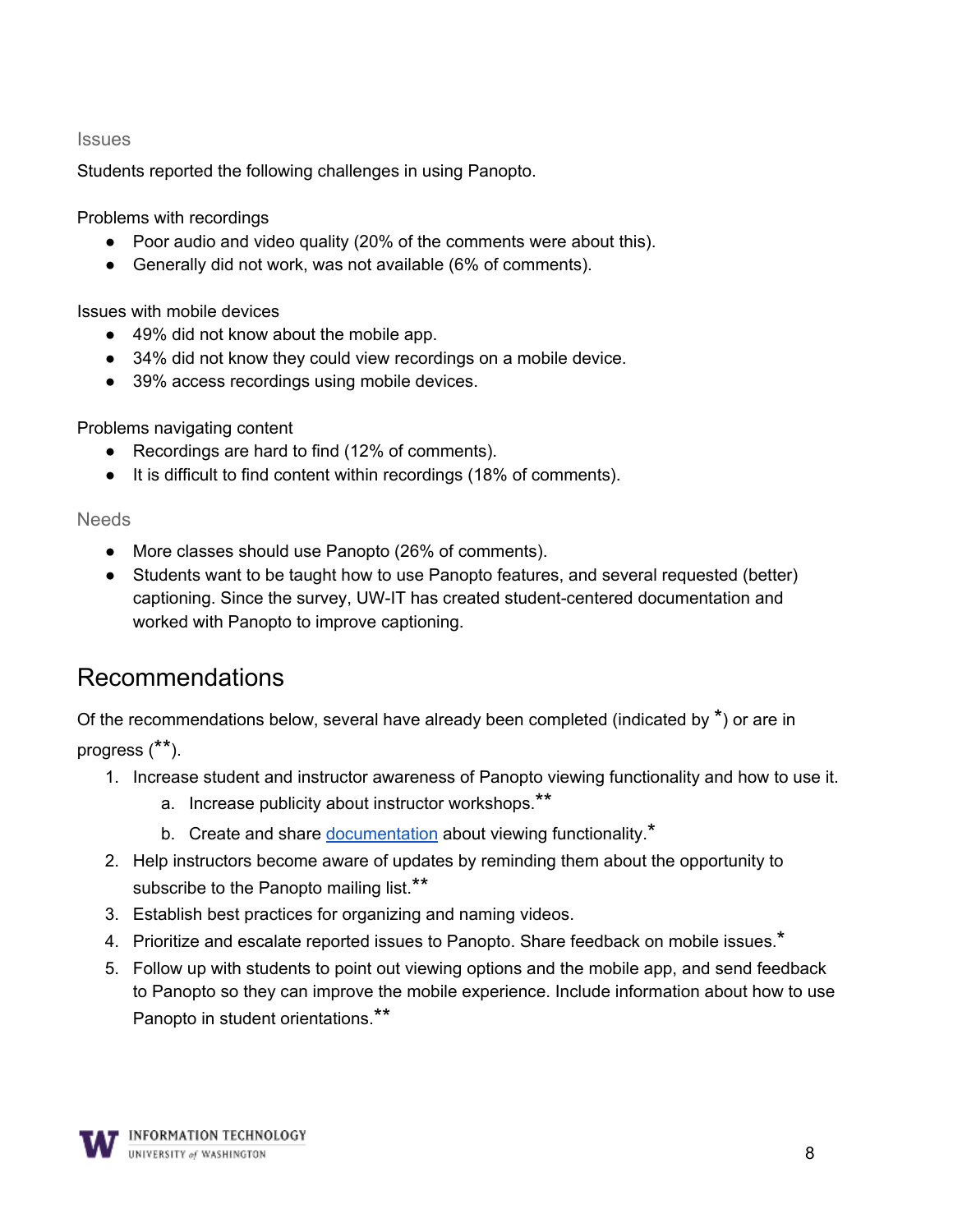### Issues

Students reported the following challenges in using Panopto.

Problems with recordings

- Poor audio and video quality (20% of the comments were about this).
- Generally did not work, was not available (6% of comments).

Issues with mobile devices

- 49% did not know about the mobile app.
- 34% did not know they could view recordings on a mobile device.
- 39% access recordings using mobile devices.

Problems navigating content

- Recordings are hard to find (12% of comments).
- It is difficult to find content within recordings (18% of comments).

### Needs

- More classes should use Panopto (26% of comments).
- Students want to be taught how to use Panopto features, and several requested (better) captioning. Since the survey, UW-IT has created student-centered documentation and worked with Panopto to improve captioning.

## Recommendations

Of the recommendations below, several have already been completed (indicated by *) or are in progress (**).

1. Increase student and instructor awareness of Panopto viewing functionality and how to use it.
   a. Increase publicity about instructor workshops.**
   b. Create and share documentation about viewing functionality.*
2. Help instructors become aware of updates by reminding them about the opportunity to subscribe to the Panopto mailing list.**
3. Establish best practices for organizing and naming videos.
4. Prioritize and escalate reported issues to Panopto. Share feedback on mobile issues.*
5. Follow up with students to point out viewing options and the mobile app, and send feedback to Panopto so they can improve the mobile experience. Include information about how to use Panopto in student orientations.**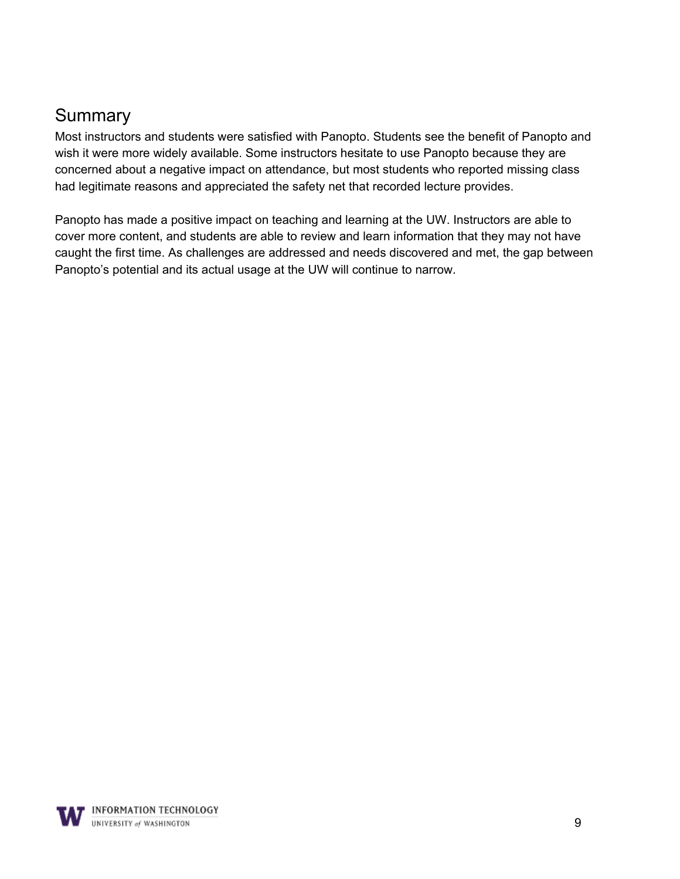## Summary

Most instructors and students were satisfied with Panopto. Students see the benefit of Panopto and wish it were more widely available. Some instructors hesitate to use Panopto because they are concerned about a negative impact on attendance, but most students who reported missing class had legitimate reasons and appreciated the safety net that recorded lecture provides.

Panopto has made a positive impact on teaching and learning at the UW. Instructors are able to cover more content, and students are able to review and learn information that they may not have caught the first time. As challenges are addressed and needs discovered and met, the gap between Panopto's potential and its actual usage at the UW will continue to narrow.